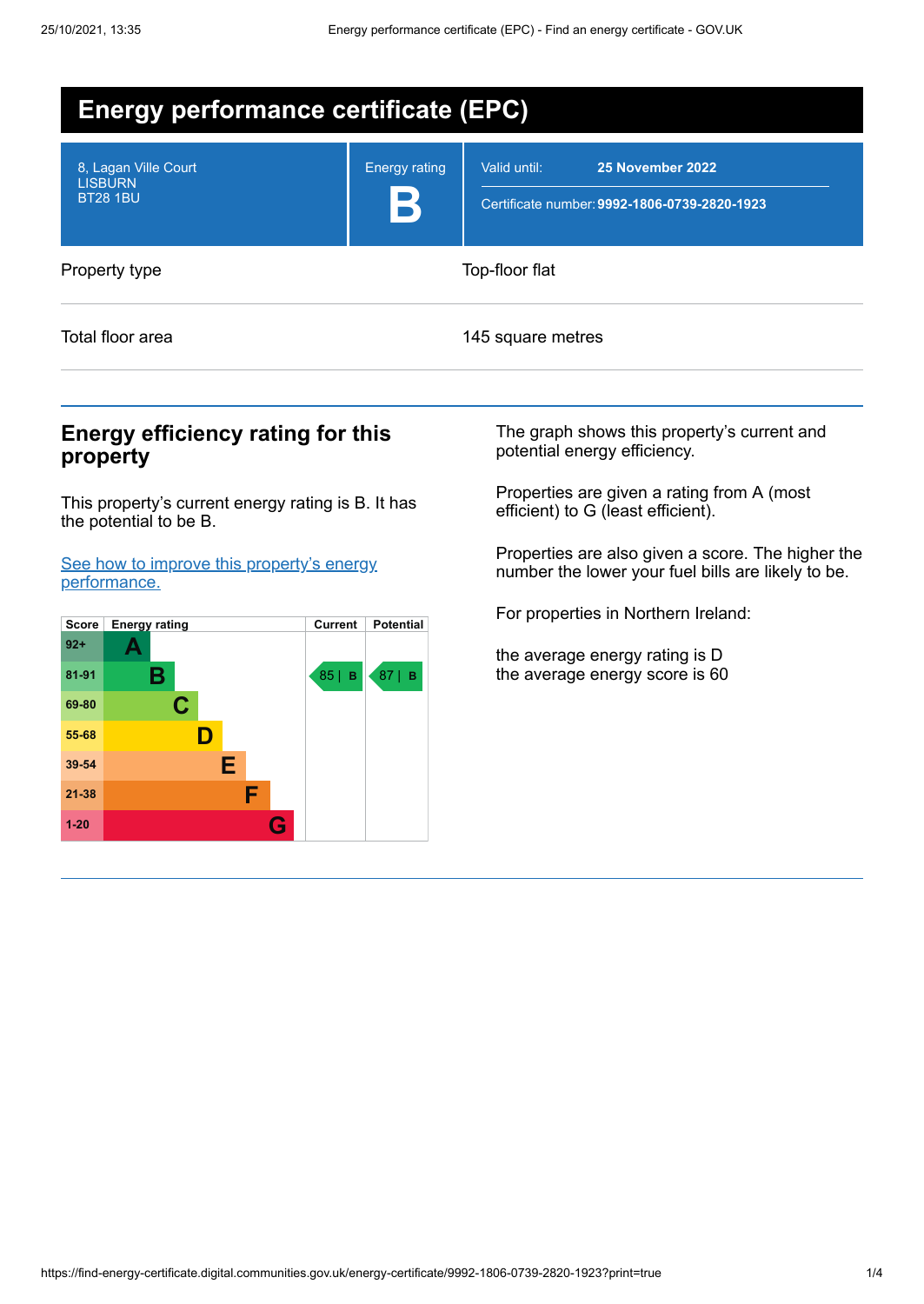# Energy performance certificate (EPC)

8, Lagan Ville Court
LISBURN
BT28 1BU

Energy rating
**B**

Valid until: **25 November 2022**

Certificate number: **9992-1806-0739-2820-1923**

| | |
|---|---|
| Property type | Top-floor flat |
| Total floor area | 145 square metres |

## Energy efficiency rating for this property

This property's current energy rating is B. It has the potential to be B.

[See how to improve this property's energy performance.]()

Score
Energy rating
Current
Potential
92+ A
81-91 B
69-80 C
55-68 D
39-54 E
21-38 F
1-20 G
85 | B
87 | B

The graph shows this property's current and potential energy efficiency.

Properties are given a rating from A (most efficient) to G (least efficient).

Properties are also given a score. The higher the number the lower your fuel bills are likely to be.

For properties in Northern Ireland:

the average energy rating is D
the average energy score is 60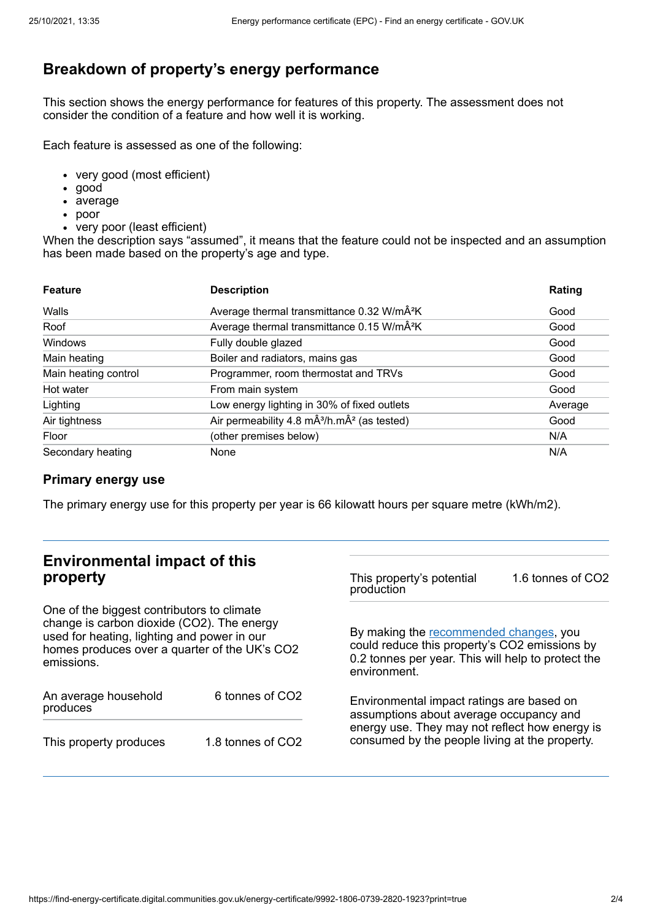## Breakdown of property's energy performance

This section shows the energy performance for features of this property. The assessment does not consider the condition of a feature and how well it is working.

Each feature is assessed as one of the following:

- very good (most efficient)
- good
- average
- poor
- very poor (least efficient)

When the description says "assumed", it means that the feature could not be inspected and an assumption has been made based on the property's age and type.

| Feature | Description | Rating |
|---|---|---|
| Walls | Average thermal transmittance 0.32 W/mÂ²K | Good |
| Roof | Average thermal transmittance 0.15 W/mÂ²K | Good |
| Windows | Fully double glazed | Good |
| Main heating | Boiler and radiators, mains gas | Good |
| Main heating control | Programmer, room thermostat and TRVs | Good |
| Hot water | From main system | Good |
| Lighting | Low energy lighting in 30% of fixed outlets | Average |
| Air tightness | Air permeability 4.8 mÂ³/h.mÂ² (as tested) | Good |
| Floor | (other premises below) | N/A |
| Secondary heating | None | N/A |

### Primary energy use

The primary energy use for this property per year is 66 kilowatt hours per square metre (kWh/m2).

## Environmental impact of this property

One of the biggest contributors to climate change is carbon dioxide (CO2). The energy used for heating, lighting and power in our homes produces over a quarter of the UK's CO2 emissions.

| | |
|---|---|
| An average household produces | 6 tonnes of CO2 |
| This property produces | 1.8 tonnes of CO2 |
| This property's potential production | 1.6 tonnes of CO2 |

By making the recommended changes, you could reduce this property's CO2 emissions by 0.2 tonnes per year. This will help to protect the environment.

Environmental impact ratings are based on assumptions about average occupancy and energy use. They may not reflect how energy is consumed by the people living at the property.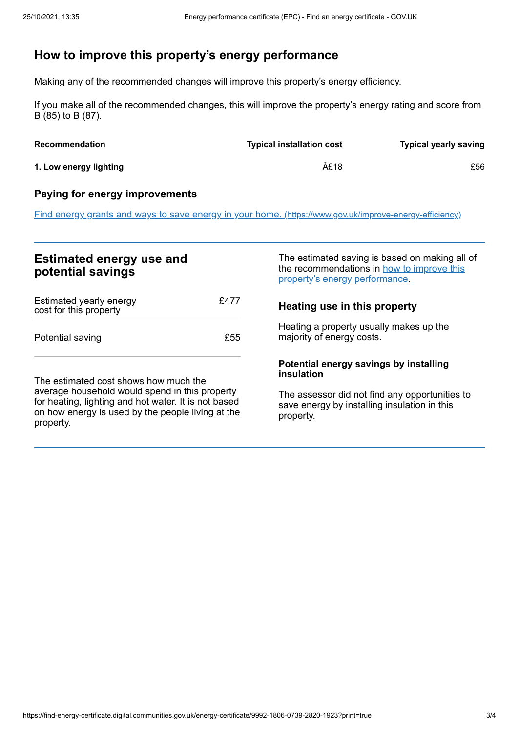## How to improve this property's energy performance

Making any of the recommended changes will improve this property's energy efficiency.

If you make all of the recommended changes, this will improve the property's energy rating and score from B (85) to B (87).

| Recommendation | Typical installation cost | Typical yearly saving |
| --- | --- | --- |
| **1. Low energy lighting** | Â£18 | £56 |

### Paying for energy improvements

[Find energy grants and ways to save energy in your home. (https://www.gov.uk/improve-energy-efficiency)](https://www.gov.uk/improve-energy-efficiency)

## Estimated energy use and potential savings

| | |
| --- | --- |
| Estimated yearly energy cost for this property | £477 |
| Potential saving | £55 |

The estimated cost shows how much the average household would spend in this property for heating, lighting and hot water. It is not based on how energy is used by the people living at the property.

The estimated saving is based on making all of the recommendations in how to improve this property's energy performance.

### Heating use in this property

Heating a property usually makes up the majority of energy costs.

#### Potential energy savings by installing insulation

The assessor did not find any opportunities to save energy by installing insulation in this property.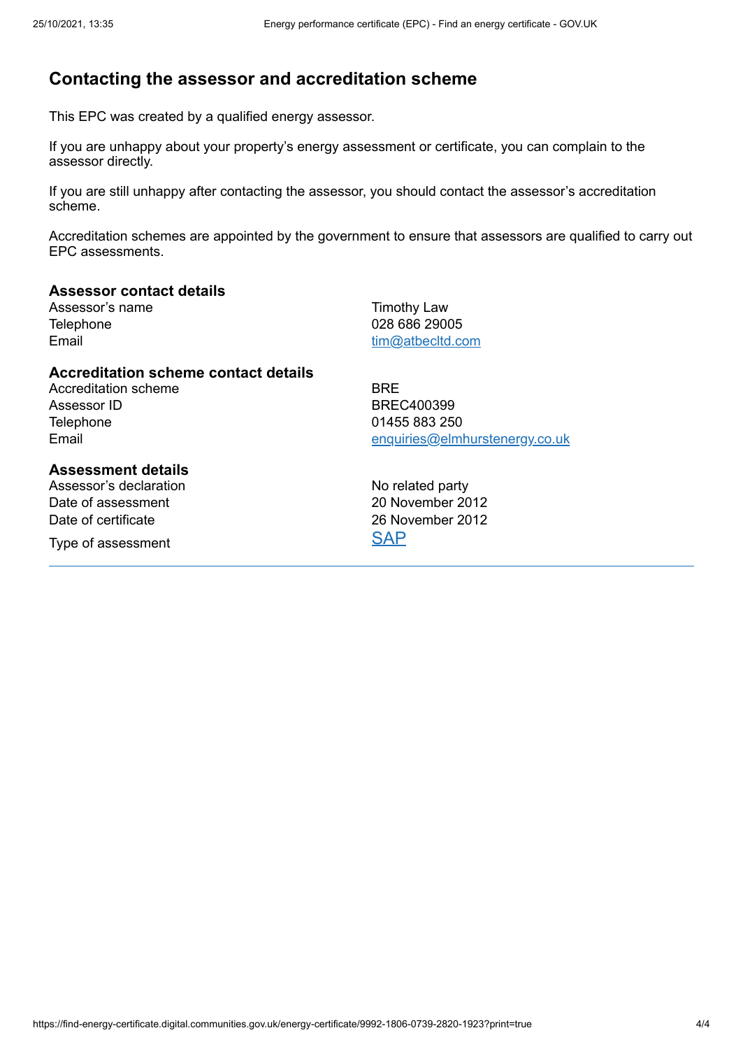## Contacting the assessor and accreditation scheme

This EPC was created by a qualified energy assessor.

If you are unhappy about your property's energy assessment or certificate, you can complain to the assessor directly.

If you are still unhappy after contacting the assessor, you should contact the assessor's accreditation scheme.

Accreditation schemes are appointed by the government to ensure that assessors are qualified to carry out EPC assessments.

### Assessor contact details

| | |
|---|---|
| Assessor's name | Timothy Law |
| Telephone | 028 686 29005 |
| Email | tim@atbecltd.com |

### Accreditation scheme contact details

| | |
|---|---|
| Accreditation scheme | BRE |
| Assessor ID | BREC400399 |
| Telephone | 01455 883 250 |
| Email | enquiries@elmhurstenergy.co.uk |

### Assessment details

| | |
|---|---|
| Assessor's declaration | No related party |
| Date of assessment | 20 November 2012 |
| Date of certificate | 26 November 2012 |
| Type of assessment | SAP |